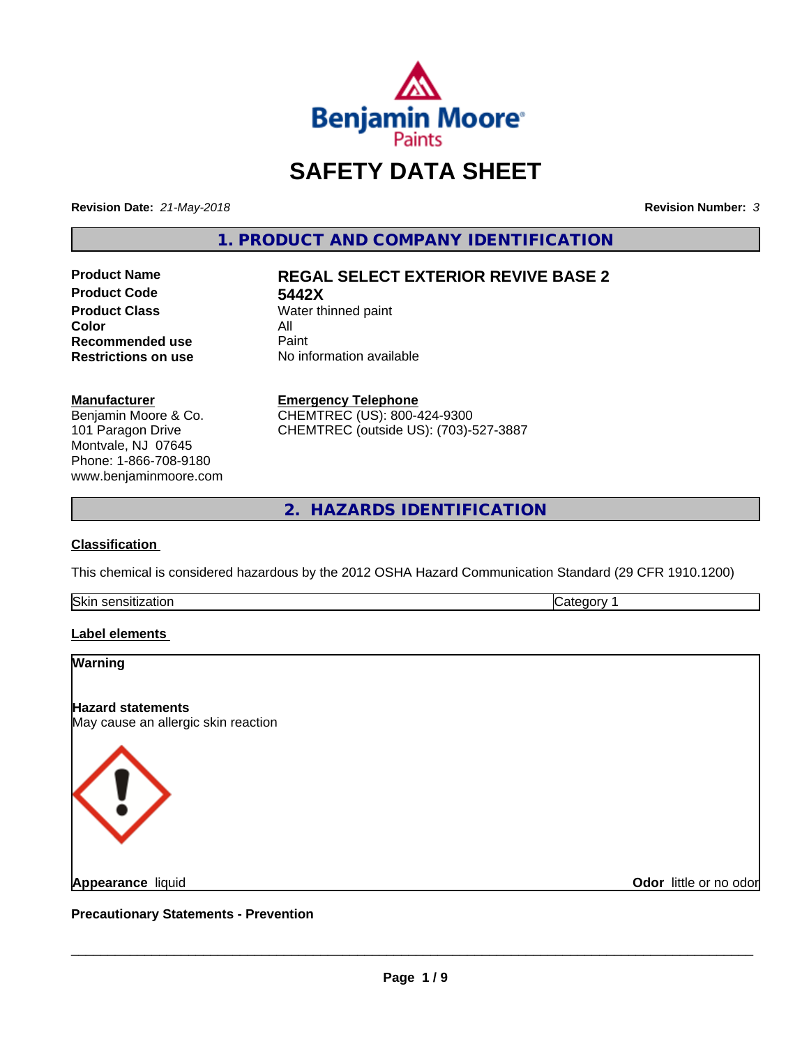# SAFETY DATA SHEET

**Revision Date:** *21-May-2018* **Revision Number:** *3*

## 1. PRODUCT AND COMPANY IDENTIFICATION

| | |
|---|---|
| **Product Name** | **REGAL SELECT EXTERIOR REVIVE BASE 2** |
| **Product Code** | **5442X** |
| **Product Class** | Water thinned paint |
| **Color** | All |
| **Recommended use** | Paint |
| **Restrictions on use** | No information available |

**Manufacturer**
Benjamin Moore & Co.
101 Paragon Drive
Montvale, NJ 07645
Phone: 1-866-708-9180
www.benjaminmoore.com

**Emergency Telephone**
CHEMTREC (US): 800-424-9300
CHEMTREC (outside US): (703)-527-3887

## 2. HAZARDS IDENTIFICATION

**Classification**

This chemical is considered hazardous by the 2012 OSHA Hazard Communication Standard (29 CFR 1910.1200)

| Skin sensitization | Category 1 |
|---|---|

**Label elements**

**Warning**

**Hazard statements**
May cause an allergic skin reaction

**Appearance** liquid **Odor** little or no odor

**Precautionary Statements - Prevention**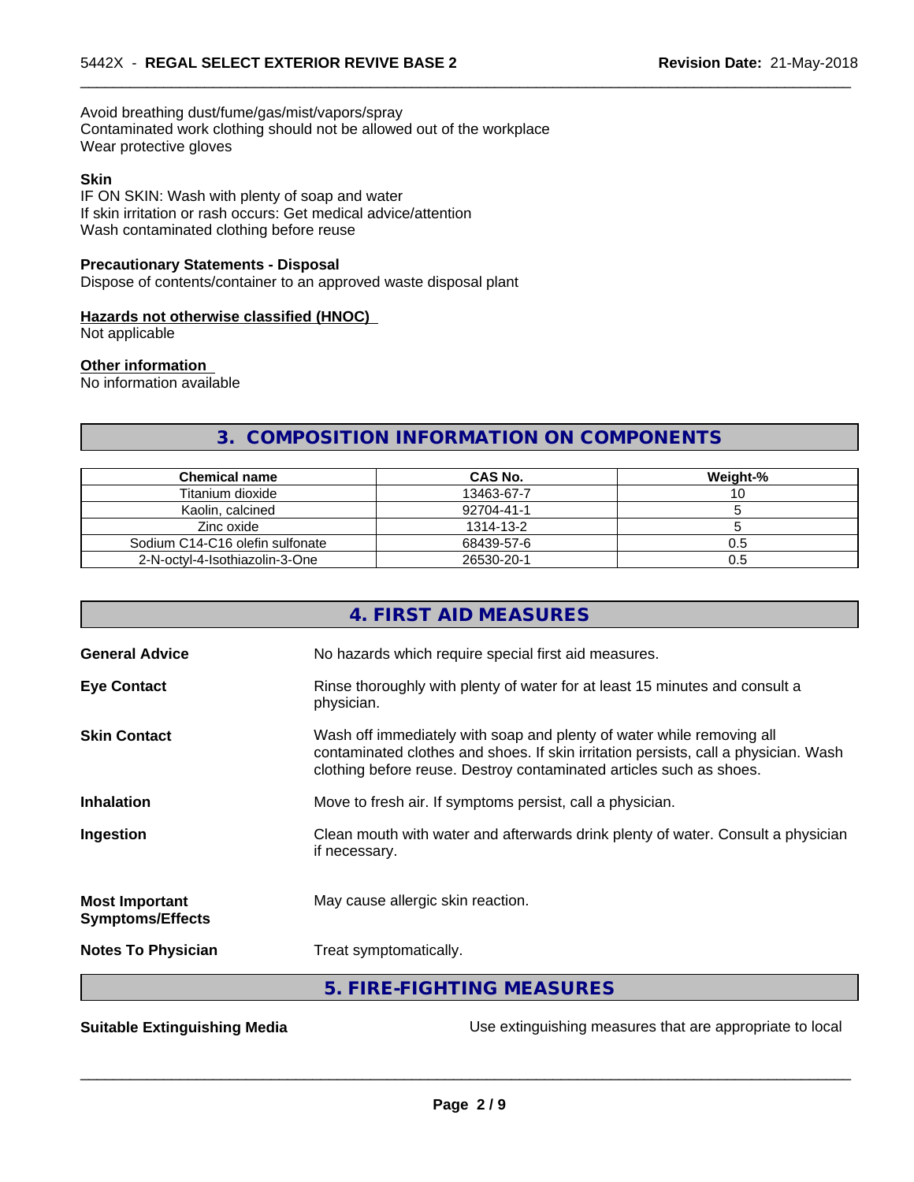Avoid breathing dust/fume/gas/mist/vapors/spray
Contaminated work clothing should not be allowed out of the workplace
Wear protective gloves

**Skin**
IF ON SKIN: Wash with plenty of soap and water
If skin irritation or rash occurs: Get medical advice/attention
Wash contaminated clothing before reuse

**Precautionary Statements - Disposal**
Dispose of contents/container to an approved waste disposal plant

**Hazards not otherwise classified (HNOC)**
Not applicable

**Other information**
No information available

## 3. COMPOSITION INFORMATION ON COMPONENTS

| Chemical name | CAS No. | Weight-% |
|---|---|---|
| Titanium dioxide | 13463-67-7 | 10 |
| Kaolin, calcined | 92704-41-1 | 5 |
| Zinc oxide | 1314-13-2 | 5 |
| Sodium C14-C16 olefin sulfonate | 68439-57-6 | 0.5 |
| 2-N-octyl-4-Isothiazolin-3-One | 26530-20-1 | 0.5 |

## 4. FIRST AID MEASURES

**General Advice** No hazards which require special first aid measures.

**Eye Contact** Rinse thoroughly with plenty of water for at least 15 minutes and consult a physician.

**Skin Contact** Wash off immediately with soap and plenty of water while removing all contaminated clothes and shoes. If skin irritation persists, call a physician. Wash clothing before reuse. Destroy contaminated articles such as shoes.

**Inhalation** Move to fresh air. If symptoms persist, call a physician.

**Ingestion** Clean mouth with water and afterwards drink plenty of water. Consult a physician if necessary.

**Most Important Symptoms/Effects** May cause allergic skin reaction.

**Notes To Physician** Treat symptomatically.

## 5. FIRE-FIGHTING MEASURES

**Suitable Extinguishing Media** Use extinguishing measures that are appropriate to local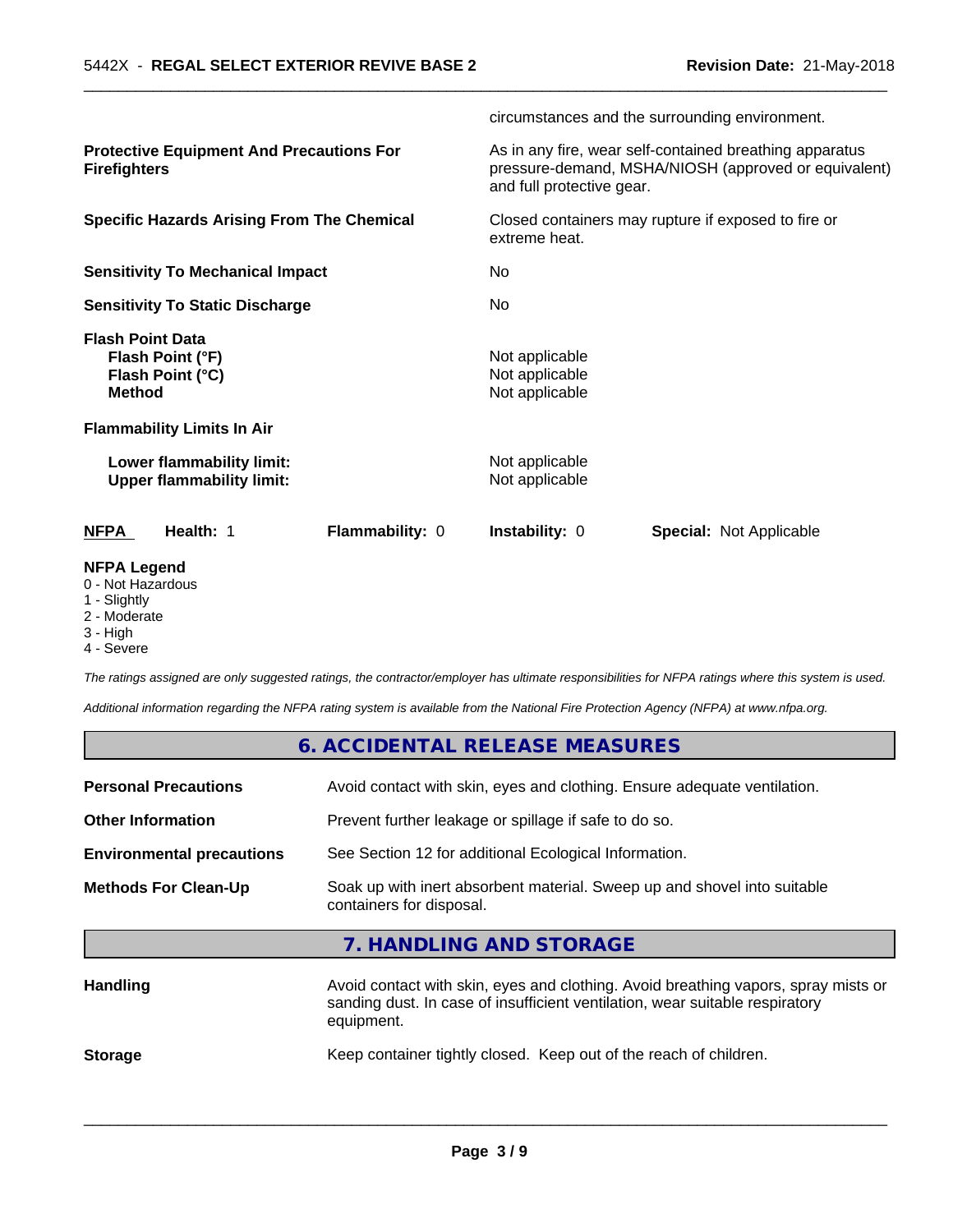circumstances and the surrounding environment.

| | |
|---|---|
| **Protective Equipment And Precautions For Firefighters** | As in any fire, wear self-contained breathing apparatus pressure-demand, MSHA/NIOSH (approved or equivalent) and full protective gear. |
| **Specific Hazards Arising From The Chemical** | Closed containers may rupture if exposed to fire or extreme heat. |
| **Sensitivity To Mechanical Impact** | No |
| **Sensitivity To Static Discharge** | No |

**Flash Point Data**

| | |
|---|---|
| **Flash Point (°F)** | Not applicable |
| **Flash Point (°C)** | Not applicable |
| **Method** | Not applicable |

**Flammability Limits In Air**

| | |
|---|---|
| **Lower flammability limit:** | Not applicable |
| **Upper flammability limit:** | Not applicable |

| **NFPA** | **Health:** 1 | **Flammability:** 0 | **Instability:** 0 | **Special:** Not Applicable |
|---|---|---|---|---|

**NFPA Legend**
- 0 - Not Hazardous
- 1 - Slightly
- 2 - Moderate
- 3 - High
- 4 - Severe

*The ratings assigned are only suggested ratings, the contractor/employer has ultimate responsibilities for NFPA ratings where this system is used.*

*Additional information regarding the NFPA rating system is available from the National Fire Protection Agency (NFPA) at www.nfpa.org.*

## 6. ACCIDENTAL RELEASE MEASURES

| | |
|---|---|
| **Personal Precautions** | Avoid contact with skin, eyes and clothing. Ensure adequate ventilation. |
| **Other Information** | Prevent further leakage or spillage if safe to do so. |
| **Environmental precautions** | See Section 12 for additional Ecological Information. |
| **Methods For Clean-Up** | Soak up with inert absorbent material. Sweep up and shovel into suitable containers for disposal. |

## 7. HANDLING AND STORAGE

| | |
|---|---|
| **Handling** | Avoid contact with skin, eyes and clothing. Avoid breathing vapors, spray mists or sanding dust. In case of insufficient ventilation, wear suitable respiratory equipment. |
| **Storage** | Keep container tightly closed. Keep out of the reach of children. |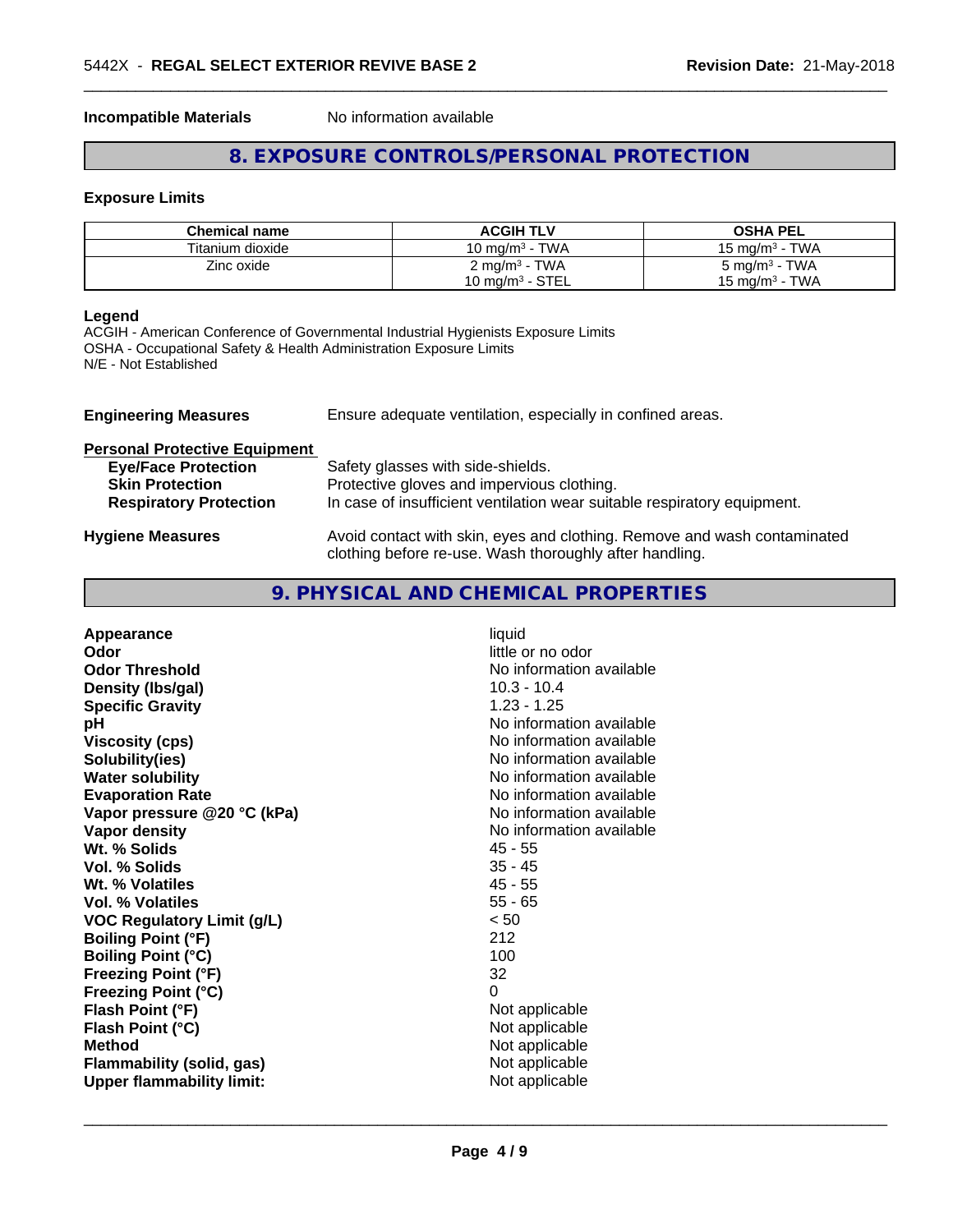**Incompatible Materials** No information available

## 8. EXPOSURE CONTROLS/PERSONAL PROTECTION

### Exposure Limits

| Chemical name | ACGIH TLV | OSHA PEL |
|---|---|---|
| Titanium dioxide | 10 mg/m³ - TWA | 15 mg/m³ - TWA |
| Zinc oxide | 2 mg/m³ - TWA<br>10 mg/m³ - STEL | 5 mg/m³ - TWA<br>15 mg/m³ - TWA |

**Legend**
ACGIH - American Conference of Governmental Industrial Hygienists Exposure Limits
OSHA - Occupational Safety & Health Administration Exposure Limits
N/E - Not Established

**Engineering Measures** Ensure adequate ventilation, especially in confined areas.

**Personal Protective Equipment**
- **Eye/Face Protection** Safety glasses with side-shields.
- **Skin Protection** Protective gloves and impervious clothing.
- **Respiratory Protection** In case of insufficient ventilation wear suitable respiratory equipment.

**Hygiene Measures** Avoid contact with skin, eyes and clothing. Remove and wash contaminated clothing before re-use. Wash thoroughly after handling.

## 9. PHYSICAL AND CHEMICAL PROPERTIES

| | |
|---|---|
| **Appearance** | liquid |
| **Odor** | little or no odor |
| **Odor Threshold** | No information available |
| **Density (lbs/gal)** | 10.3 - 10.4 |
| **Specific Gravity** | 1.23 - 1.25 |
| **pH** | No information available |
| **Viscosity (cps)** | No information available |
| **Solubility(ies)** | No information available |
| **Water solubility** | No information available |
| **Evaporation Rate** | No information available |
| **Vapor pressure @20 °C (kPa)** | No information available |
| **Vapor density** | No information available |
| **Wt. % Solids** | 45 - 55 |
| **Vol. % Solids** | 35 - 45 |
| **Wt. % Volatiles** | 45 - 55 |
| **Vol. % Volatiles** | 55 - 65 |
| **VOC Regulatory Limit (g/L)** | < 50 |
| **Boiling Point (°F)** | 212 |
| **Boiling Point (°C)** | 100 |
| **Freezing Point (°F)** | 32 |
| **Freezing Point (°C)** | 0 |
| **Flash Point (°F)** | Not applicable |
| **Flash Point (°C)** | Not applicable |
| **Method** | Not applicable |
| **Flammability (solid, gas)** | Not applicable |
| **Upper flammability limit:** | Not applicable |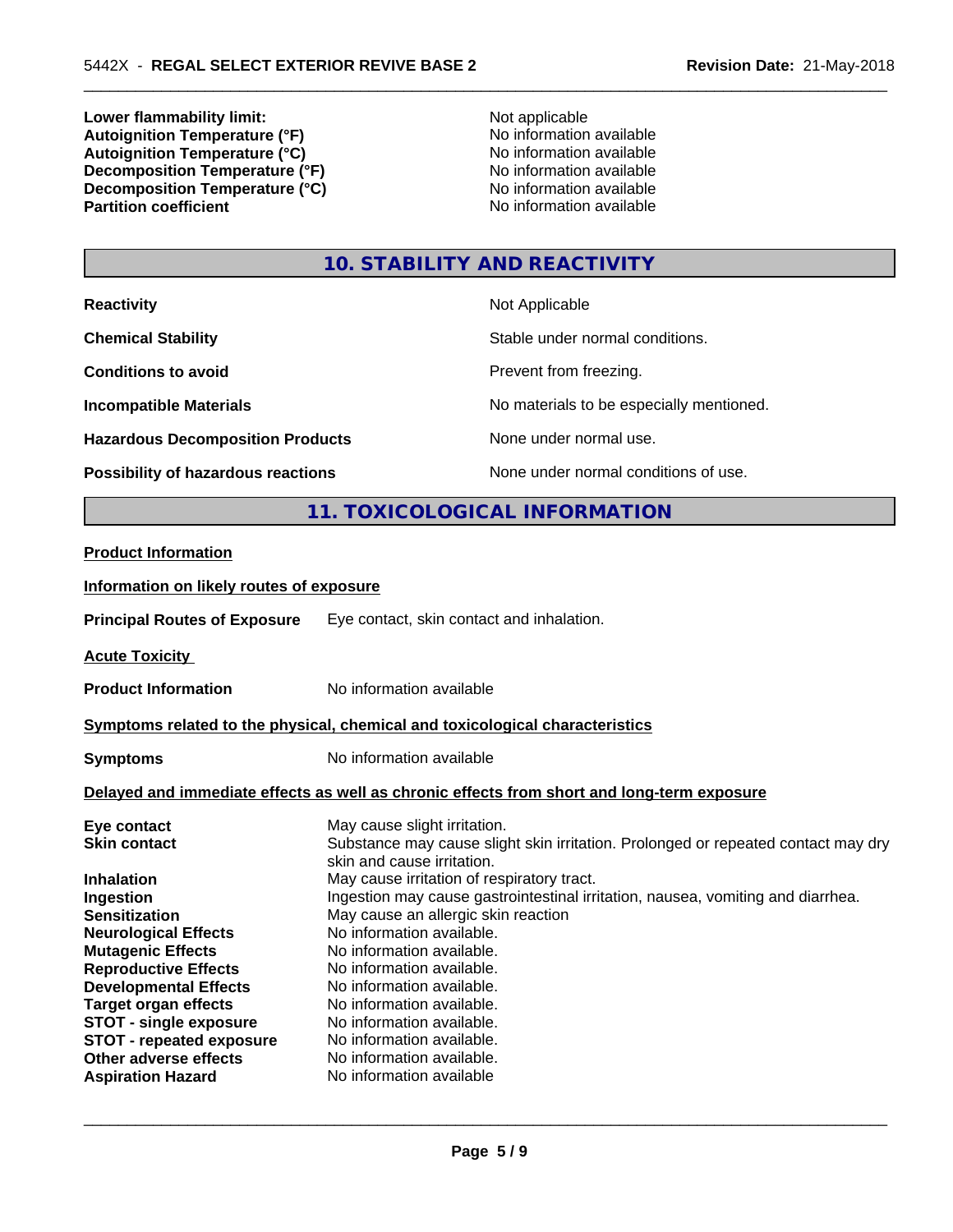| | |
|---|---|
| **Lower flammability limit:** | Not applicable |
| **Autoignition Temperature (°F)** | No information available |
| **Autoignition Temperature (°C)** | No information available |
| **Decomposition Temperature (°F)** | No information available |
| **Decomposition Temperature (°C)** | No information available |
| **Partition coefficient** | No information available |

## 10. STABILITY AND REACTIVITY

| | |
|---|---|
| **Reactivity** | Not Applicable |
| **Chemical Stability** | Stable under normal conditions. |
| **Conditions to avoid** | Prevent from freezing. |
| **Incompatible Materials** | No materials to be especially mentioned. |
| **Hazardous Decomposition Products** | None under normal use. |
| **Possibility of hazardous reactions** | None under normal conditions of use. |

## 11. TOXICOLOGICAL INFORMATION

**Product Information**

**Information on likely routes of exposure**

**Principal Routes of Exposure** Eye contact, skin contact and inhalation.

**Acute Toxicity**

**Product Information** No information available

**Symptoms related to the physical, chemical and toxicological characteristics**

**Symptoms** No information available

**Delayed and immediate effects as well as chronic effects from short and long-term exposure**

| | |
|---|---|
| **Eye contact** | May cause slight irritation. |
| **Skin contact** | Substance may cause slight skin irritation. Prolonged or repeated contact may dry skin and cause irritation. |
| **Inhalation** | May cause irritation of respiratory tract. |
| **Ingestion** | Ingestion may cause gastrointestinal irritation, nausea, vomiting and diarrhea. |
| **Sensitization** | May cause an allergic skin reaction |
| **Neurological Effects** | No information available. |
| **Mutagenic Effects** | No information available. |
| **Reproductive Effects** | No information available. |
| **Developmental Effects** | No information available. |
| **Target organ effects** | No information available. |
| **STOT - single exposure** | No information available. |
| **STOT - repeated exposure** | No information available. |
| **Other adverse effects** | No information available. |
| **Aspiration Hazard** | No information available |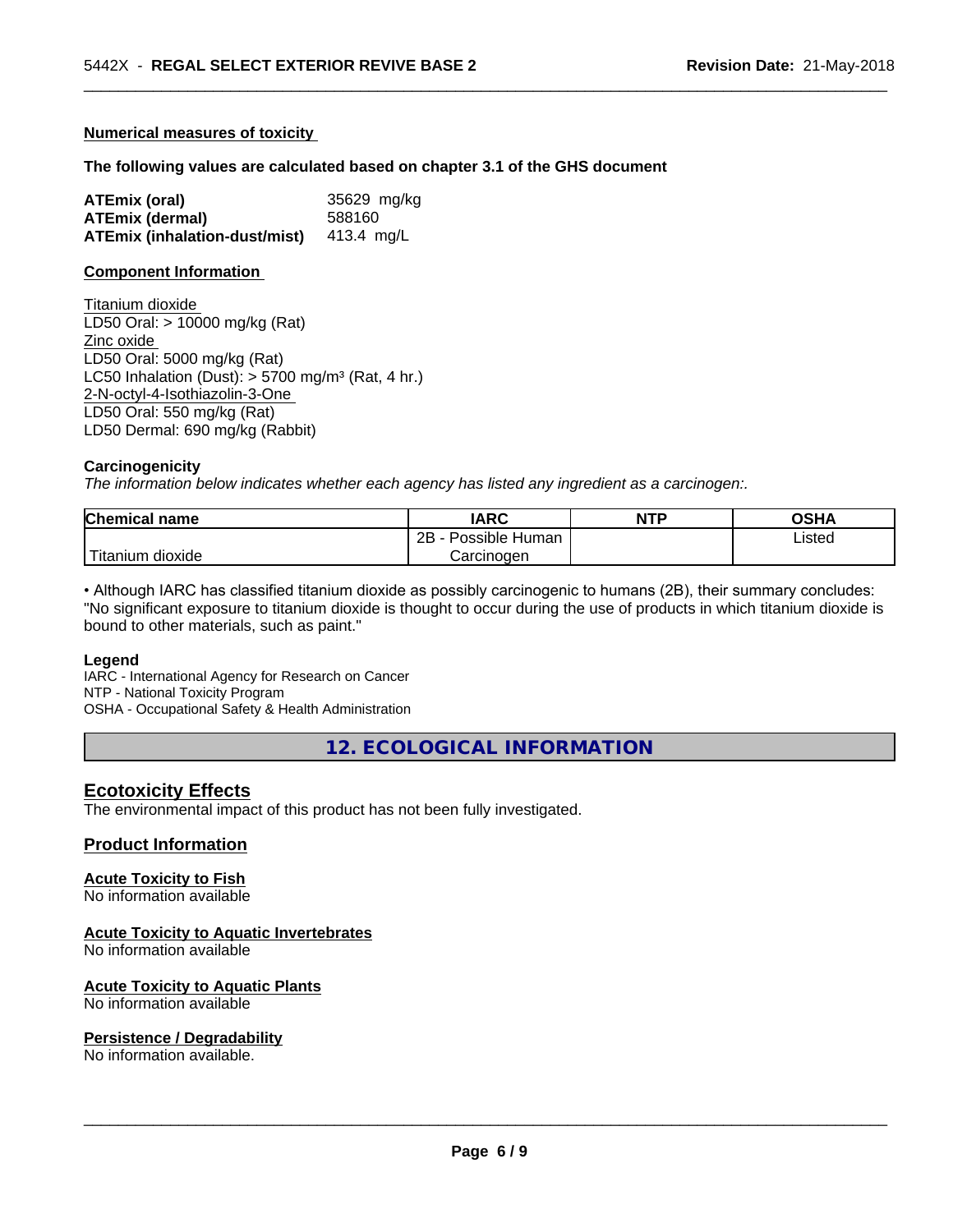### Numerical measures of toxicity

**The following values are calculated based on chapter 3.1 of the GHS document**

| | |
|---|---|
| **ATEmix (oral)** | 35629 mg/kg |
| **ATEmix (dermal)** | 588160 |
| **ATEmix (inhalation-dust/mist)** | 413.4 mg/L |

### Component Information

Titanium dioxide
LD50 Oral: > 10000 mg/kg (Rat)
Zinc oxide
LD50 Oral: 5000 mg/kg (Rat)
LC50 Inhalation (Dust): > 5700 mg/m³ (Rat, 4 hr.)
2-N-octyl-4-Isothiazolin-3-One
LD50 Oral: 550 mg/kg (Rat)
LD50 Dermal: 690 mg/kg (Rabbit)

**Carcinogenicity**

*The information below indicates whether each agency has listed any ingredient as a carcinogen:.*

| Chemical name | IARC | NTP | OSHA |
|---|---|---|---|
| Titanium dioxide | 2B - Possible Human Carcinogen | | Listed |

• Although IARC has classified titanium dioxide as possibly carcinogenic to humans (2B), their summary concludes: "No significant exposure to titanium dioxide is thought to occur during the use of products in which titanium dioxide is bound to other materials, such as paint."

**Legend**

IARC - International Agency for Research on Cancer
NTP - National Toxicity Program
OSHA - Occupational Safety & Health Administration

## 12. ECOLOGICAL INFORMATION

### Ecotoxicity Effects

The environmental impact of this product has not been fully investigated.

### Product Information

**Acute Toxicity to Fish**
No information available

**Acute Toxicity to Aquatic Invertebrates**
No information available

**Acute Toxicity to Aquatic Plants**
No information available

**Persistence / Degradability**
No information available.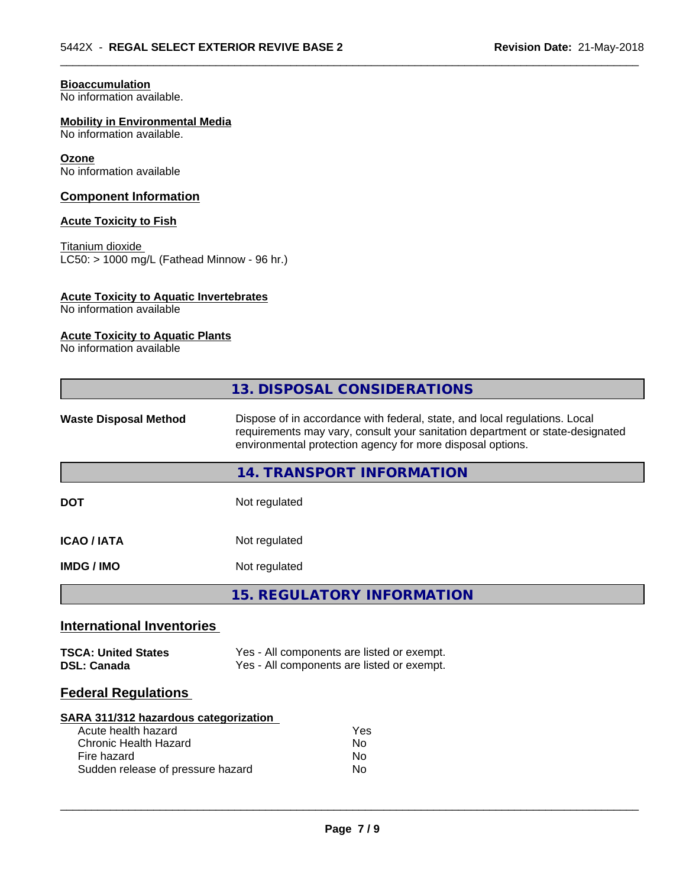**Bioaccumulation**
No information available.

**Mobility in Environmental Media**
No information available.

**Ozone**
No information available

### Component Information

**Acute Toxicity to Fish**

Titanium dioxide
LC50: > 1000 mg/L (Fathead Minnow - 96 hr.)

**Acute Toxicity to Aquatic Invertebrates**
No information available

**Acute Toxicity to Aquatic Plants**
No information available

## 13. DISPOSAL CONSIDERATIONS

| | |
|---|---|
| **Waste Disposal Method** | Dispose of in accordance with federal, state, and local regulations. Local requirements may vary, consult your sanitation department or state-designated environmental protection agency for more disposal options. |

## 14. TRANSPORT INFORMATION

| | |
|---|---|
| **DOT** | Not regulated |
| **ICAO / IATA** | Not regulated |
| **IMDG / IMO** | Not regulated |

## 15. REGULATORY INFORMATION

### International Inventories

| | |
|---|---|
| **TSCA: United States** | Yes - All components are listed or exempt. |
| **DSL: Canada** | Yes - All components are listed or exempt. |

### Federal Regulations

**SARA 311/312 hazardous categorization**

| | |
|---|---|
| Acute health hazard | Yes |
| Chronic Health Hazard | No |
| Fire hazard | No |
| Sudden release of pressure hazard | No |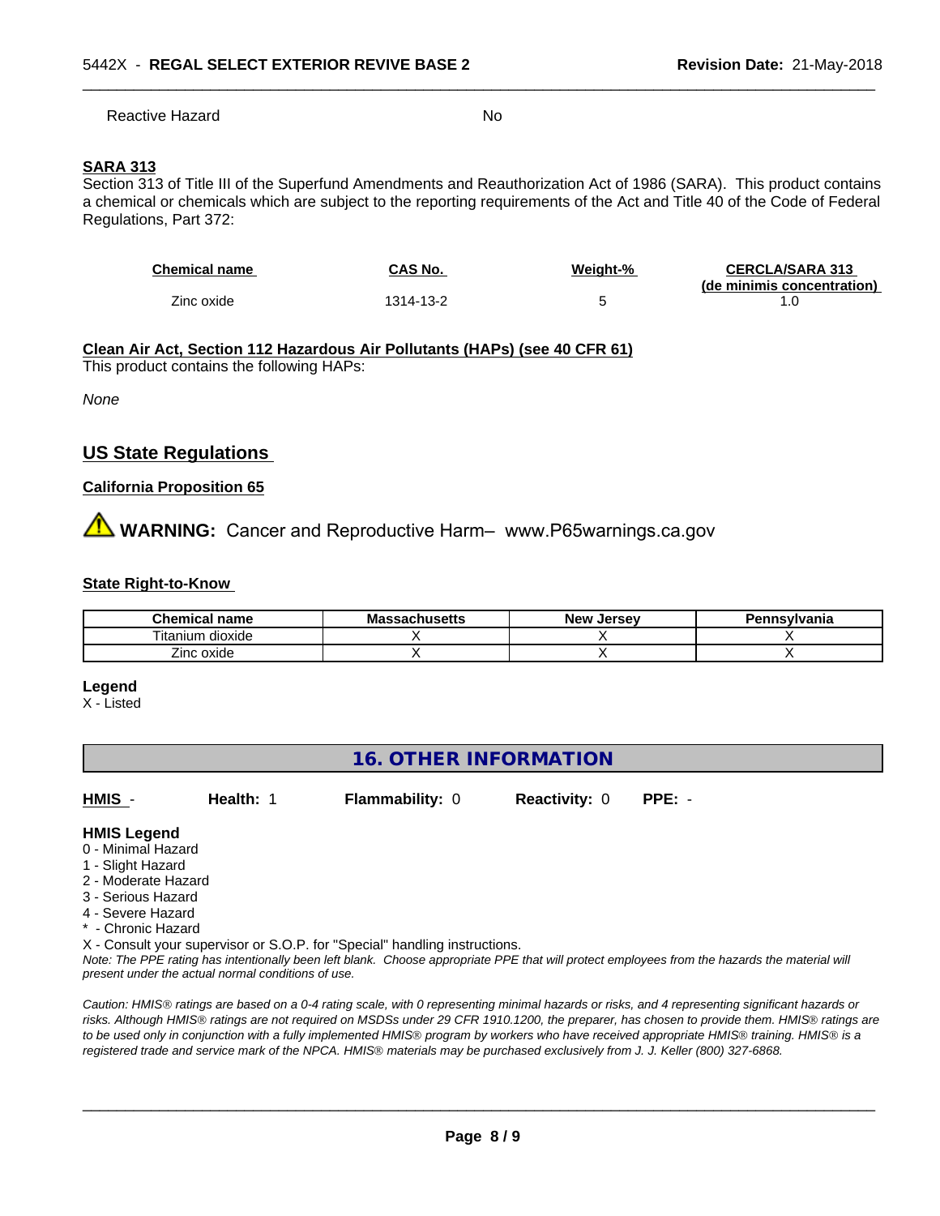Reactive Hazard No

**SARA 313**

Section 313 of Title III of the Superfund Amendments and Reauthorization Act of 1986 (SARA). This product contains a chemical or chemicals which are subject to the reporting requirements of the Act and Title 40 of the Code of Federal Regulations, Part 372:

| Chemical name | CAS No. | Weight-% | CERCLA/SARA 313 (de minimis concentration) |
|---|---|---|---|
| Zinc oxide | 1314-13-2 | 5 | 1.0 |

**Clean Air Act, Section 112 Hazardous Air Pollutants (HAPs) (see 40 CFR 61)**

This product contains the following HAPs:

*None*

## US State Regulations

**California Proposition 65**

⚠ **WARNING:** Cancer and Reproductive Harm– www.P65warnings.ca.gov

**State Right-to-Know**

| Chemical name | Massachusetts | New Jersey | Pennsylvania |
|---|---|---|---|
| Titanium dioxide | X | X | X |
| Zinc oxide | X | X | X |

**Legend**

X - Listed

## 16. OTHER INFORMATION

**HMIS** - **Health:** 1 **Flammability:** 0 **Reactivity:** 0 **PPE:** -

**HMIS Legend**

0 - Minimal Hazard
1 - Slight Hazard
2 - Moderate Hazard
3 - Serious Hazard
4 - Severe Hazard
* - Chronic Hazard
X - Consult your supervisor or S.O.P. for "Special" handling instructions.

*Note: The PPE rating has intentionally been left blank. Choose appropriate PPE that will protect employees from the hazards the material will present under the actual normal conditions of use.*

*Caution: HMIS® ratings are based on a 0-4 rating scale, with 0 representing minimal hazards or risks, and 4 representing significant hazards or risks. Although HMIS® ratings are not required on MSDSs under 29 CFR 1910.1200, the preparer, has chosen to provide them. HMIS® ratings are to be used only in conjunction with a fully implemented HMIS® program by workers who have received appropriate HMIS® training. HMIS® is a registered trade and service mark of the NPCA. HMIS® materials may be purchased exclusively from J. J. Keller (800) 327-6868.*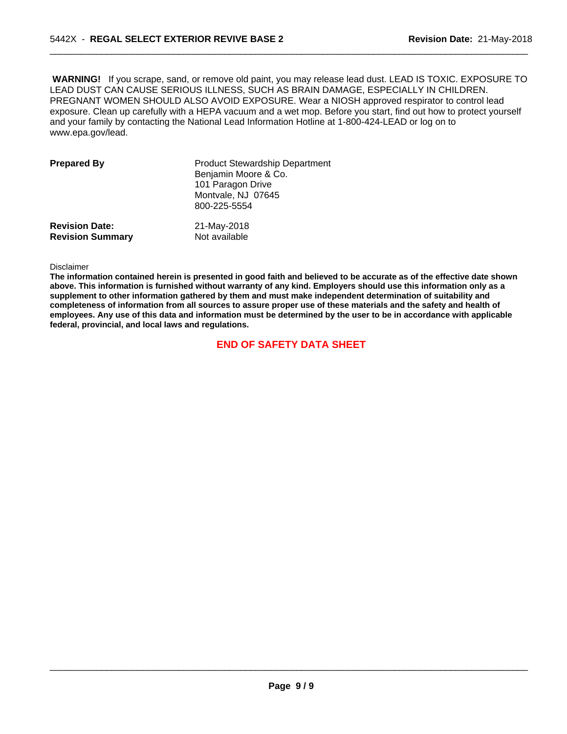**WARNING!** If you scrape, sand, or remove old paint, you may release lead dust. LEAD IS TOXIC. EXPOSURE TO LEAD DUST CAN CAUSE SERIOUS ILLNESS, SUCH AS BRAIN DAMAGE, ESPECIALLY IN CHILDREN. PREGNANT WOMEN SHOULD ALSO AVOID EXPOSURE. Wear a NIOSH approved respirator to control lead exposure. Clean up carefully with a HEPA vacuum and a wet mop. Before you start, find out how to protect yourself and your family by contacting the National Lead Information Hotline at 1-800-424-LEAD or log on to www.epa.gov/lead.

| | |
|---|---|
| **Prepared By** | Product Stewardship Department<br>Benjamin Moore & Co.<br>101 Paragon Drive<br>Montvale, NJ 07645<br>800-225-5554 |
| **Revision Date:** | 21-May-2018 |
| **Revision Summary** | Not available |

Disclaimer

**The information contained herein is presented in good faith and believed to be accurate as of the effective date shown above. This information is furnished without warranty of any kind. Employers should use this information only as a supplement to other information gathered by them and must make independent determination of suitability and completeness of information from all sources to assure proper use of these materials and the safety and health of employees. Any use of this data and information must be determined by the user to be in accordance with applicable federal, provincial, and local laws and regulations.**

**END OF SAFETY DATA SHEET**